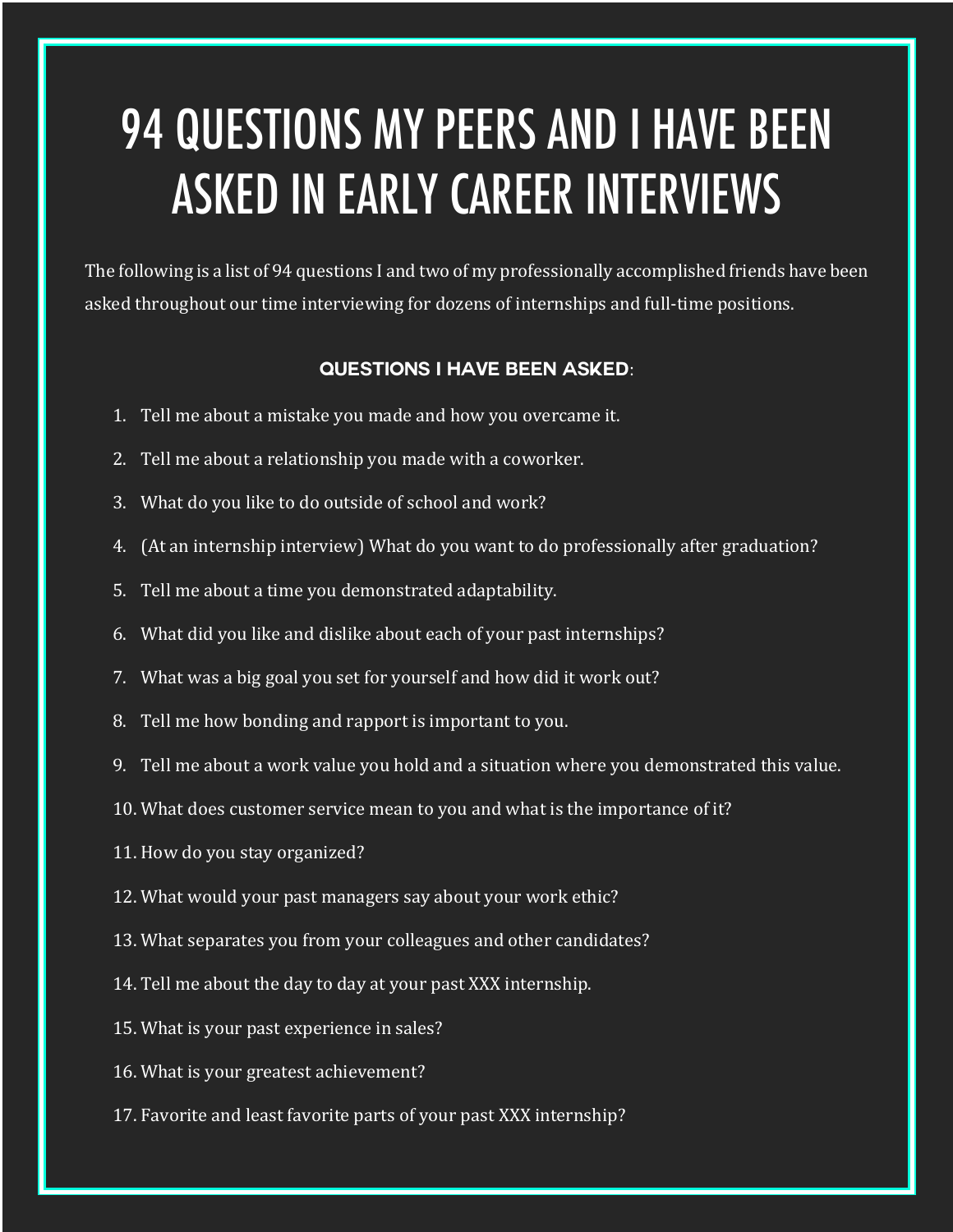# 94 QUESTIONS MY PEERS AND I HAVE BEEN ASKED IN EARLY CAREER INTERVIEWS

The following is a list of 94 questions I and two of my professionally accomplished friends have been asked throughout our time interviewing for dozens of internships and full-time positions.

## QUESTIONS I HAVE BEEN ASKED:

1. Tell me about a mistake you made and how you overcame it.
2. Tell me about a relationship you made with a coworker.
3. What do you like to do outside of school and work?
4. (At an internship interview) What do you want to do professionally after graduation?
5. Tell me about a time you demonstrated adaptability.
6. What did you like and dislike about each of your past internships?
7. What was a big goal you set for yourself and how did it work out?
8. Tell me how bonding and rapport is important to you.
9. Tell me about a work value you hold and a situation where you demonstrated this value.
10. What does customer service mean to you and what is the importance of it?
11. How do you stay organized?
12. What would your past managers say about your work ethic?
13. What separates you from your colleagues and other candidates?
14. Tell me about the day to day at your past XXX internship.
15. What is your past experience in sales?
16. What is your greatest achievement?
17. Favorite and least favorite parts of your past XXX internship?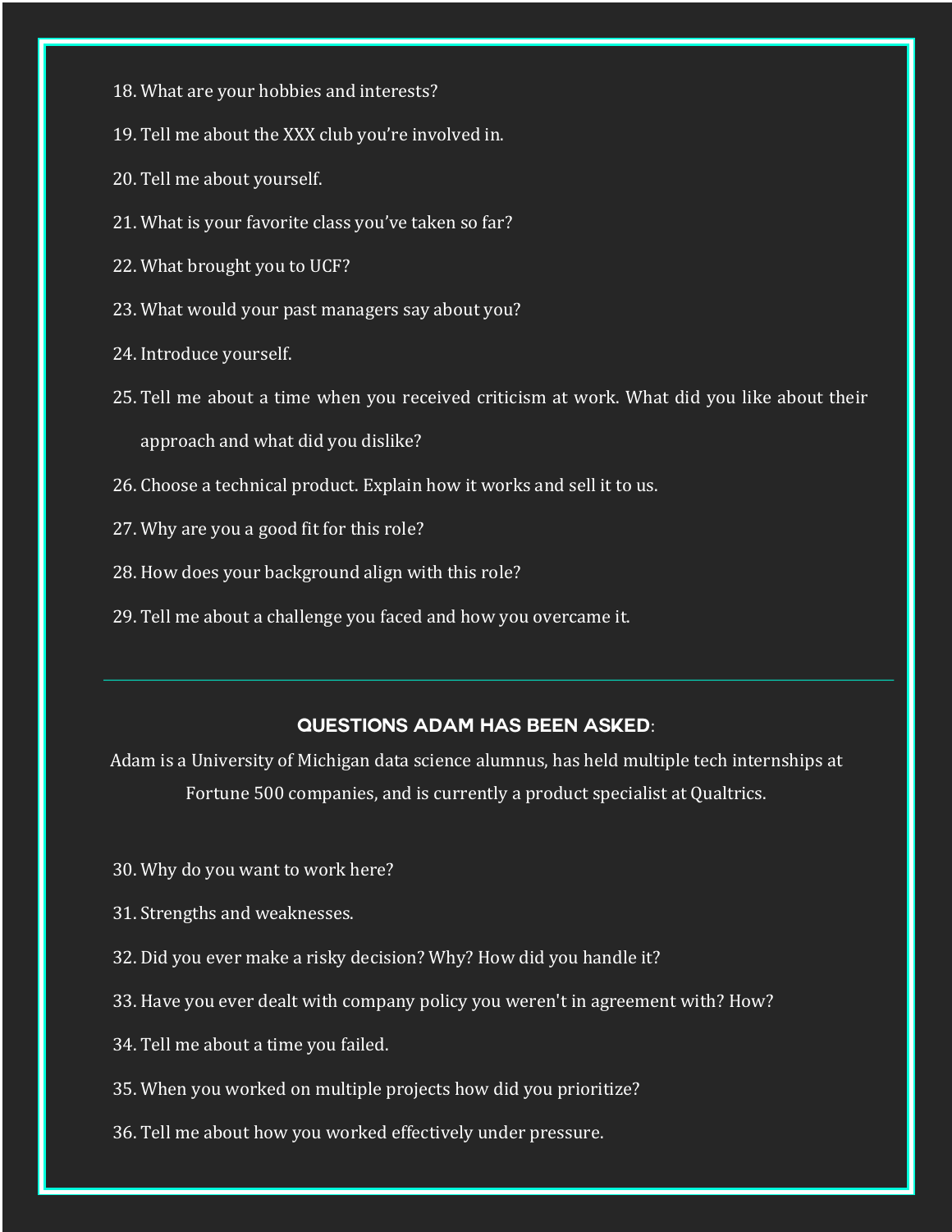18. What are your hobbies and interests?
19. Tell me about the XXX club you're involved in.
20. Tell me about yourself.
21. What is your favorite class you've taken so far?
22. What brought you to UCF?
23. What would your past managers say about you?
24. Introduce yourself.
25. Tell me about a time when you received criticism at work. What did you like about their approach and what did you dislike?
26. Choose a technical product. Explain how it works and sell it to us.
27. Why are you a good fit for this role?
28. How does your background align with this role?
29. Tell me about a challenge you faced and how you overcame it.

---

## QUESTIONS ADAM HAS BEEN ASKED:

Adam is a University of Michigan data science alumnus, has held multiple tech internships at Fortune 500 companies, and is currently a product specialist at Qualtrics.

30. Why do you want to work here?
31. Strengths and weaknesses.
32. Did you ever make a risky decision? Why? How did you handle it?
33. Have you ever dealt with company policy you weren't in agreement with? How?
34. Tell me about a time you failed.
35. When you worked on multiple projects how did you prioritize?
36. Tell me about how you worked effectively under pressure.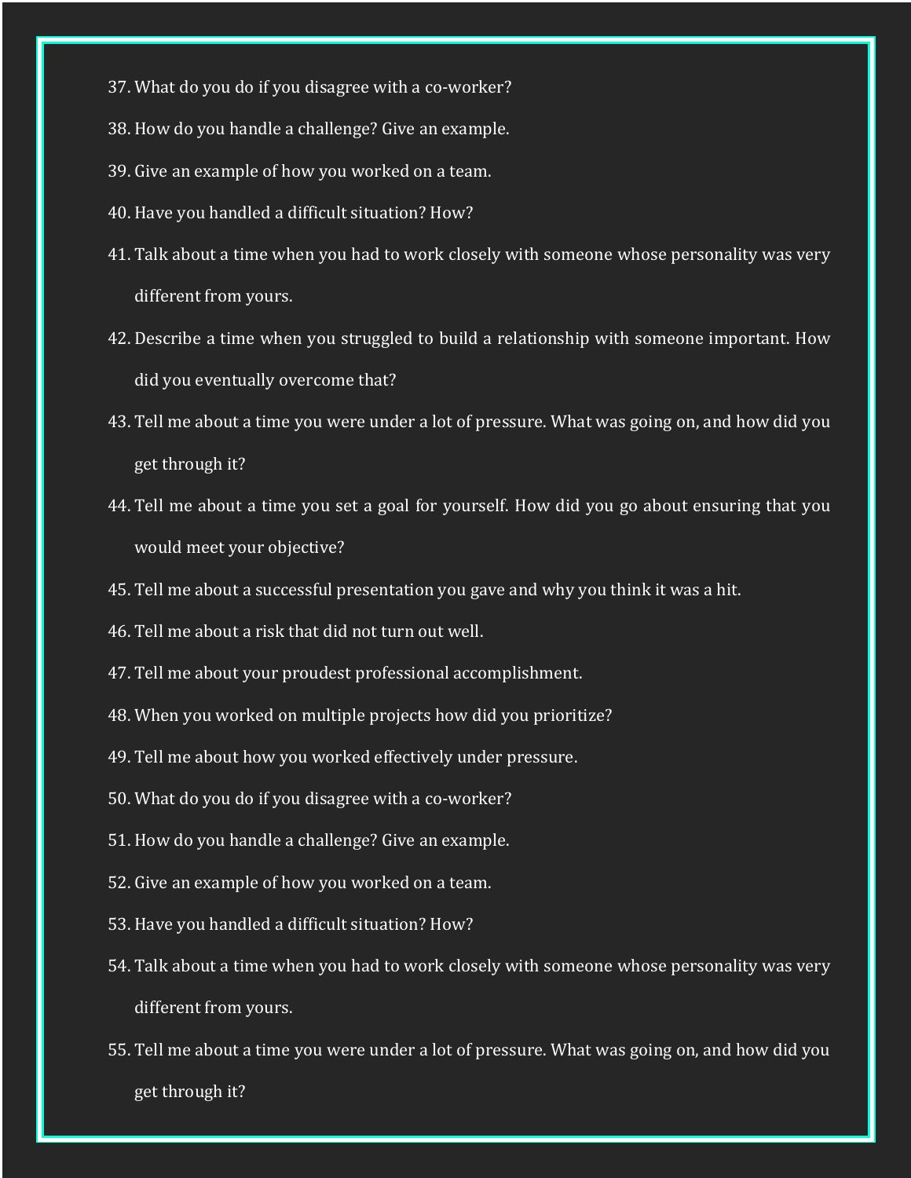37. What do you do if you disagree with a co-worker?
38. How do you handle a challenge? Give an example.
39. Give an example of how you worked on a team.
40. Have you handled a difficult situation? How?
41. Talk about a time when you had to work closely with someone whose personality was very different from yours.
42. Describe a time when you struggled to build a relationship with someone important. How did you eventually overcome that?
43. Tell me about a time you were under a lot of pressure. What was going on, and how did you get through it?
44. Tell me about a time you set a goal for yourself. How did you go about ensuring that you would meet your objective?
45. Tell me about a successful presentation you gave and why you think it was a hit.
46. Tell me about a risk that did not turn out well.
47. Tell me about your proudest professional accomplishment.
48. When you worked on multiple projects how did you prioritize?
49. Tell me about how you worked effectively under pressure.
50. What do you do if you disagree with a co-worker?
51. How do you handle a challenge? Give an example.
52. Give an example of how you worked on a team.
53. Have you handled a difficult situation? How?
54. Talk about a time when you had to work closely with someone whose personality was very different from yours.
55. Tell me about a time you were under a lot of pressure. What was going on, and how did you get through it?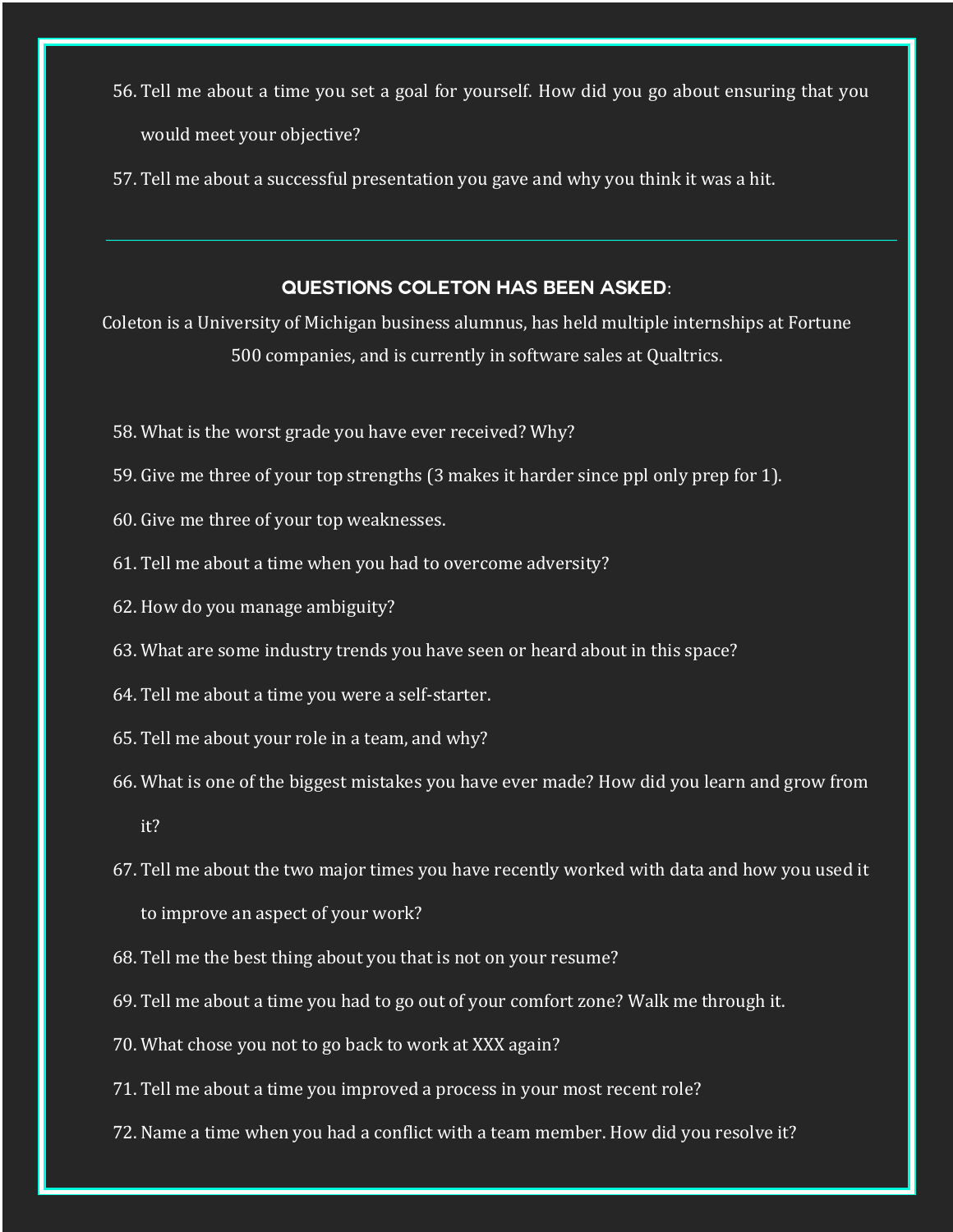56. Tell me about a time you set a goal for yourself. How did you go about ensuring that you would meet your objective?
57. Tell me about a successful presentation you gave and why you think it was a hit.

---

## QUESTIONS COLETON HAS BEEN ASKED:

Coleton is a University of Michigan business alumnus, has held multiple internships at Fortune 500 companies, and is currently in software sales at Qualtrics.

58. What is the worst grade you have ever received? Why?
59. Give me three of your top strengths (3 makes it harder since ppl only prep for 1).
60. Give me three of your top weaknesses.
61. Tell me about a time when you had to overcome adversity?
62. How do you manage ambiguity?
63. What are some industry trends you have seen or heard about in this space?
64. Tell me about a time you were a self-starter.
65. Tell me about your role in a team, and why?
66. What is one of the biggest mistakes you have ever made? How did you learn and grow from it?
67. Tell me about the two major times you have recently worked with data and how you used it to improve an aspect of your work?
68. Tell me the best thing about you that is not on your resume?
69. Tell me about a time you had to go out of your comfort zone? Walk me through it.
70. What chose you not to go back to work at XXX again?
71. Tell me about a time you improved a process in your most recent role?
72. Name a time when you had a conflict with a team member. How did you resolve it?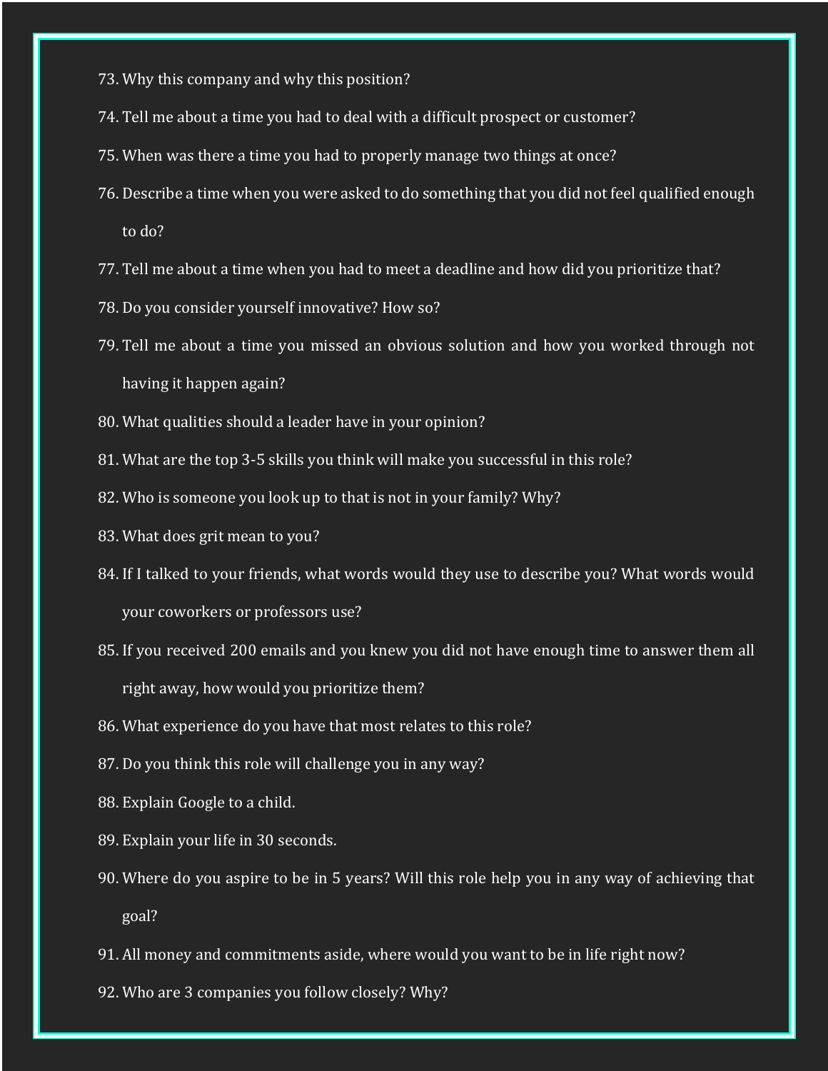73. Why this company and why this position?
74. Tell me about a time you had to deal with a difficult prospect or customer?
75. When was there a time you had to properly manage two things at once?
76. Describe a time when you were asked to do something that you did not feel qualified enough to do?
77. Tell me about a time when you had to meet a deadline and how did you prioritize that?
78. Do you consider yourself innovative? How so?
79. Tell me about a time you missed an obvious solution and how you worked through not having it happen again?
80. What qualities should a leader have in your opinion?
81. What are the top 3-5 skills you think will make you successful in this role?
82. Who is someone you look up to that is not in your family? Why?
83. What does grit mean to you?
84. If I talked to your friends, what words would they use to describe you? What words would your coworkers or professors use?
85. If you received 200 emails and you knew you did not have enough time to answer them all right away, how would you prioritize them?
86. What experience do you have that most relates to this role?
87. Do you think this role will challenge you in any way?
88. Explain Google to a child.
89. Explain your life in 30 seconds.
90. Where do you aspire to be in 5 years? Will this role help you in any way of achieving that goal?
91. All money and commitments aside, where would you want to be in life right now?
92. Who are 3 companies you follow closely? Why?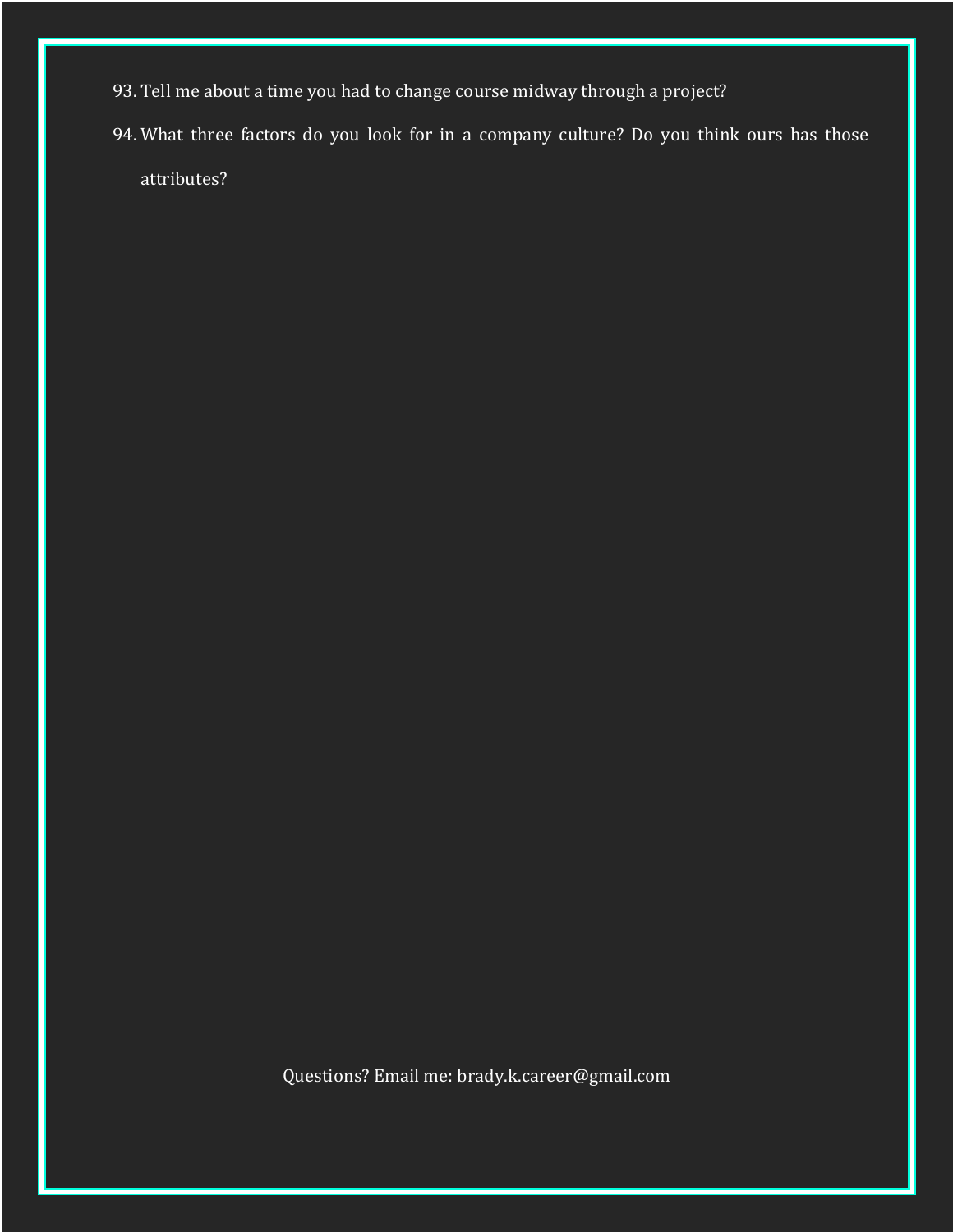93. Tell me about a time you had to change course midway through a project?
94. What three factors do you look for in a company culture? Do you think ours has those attributes?

Questions? Email me: brady.k.career@gmail.com